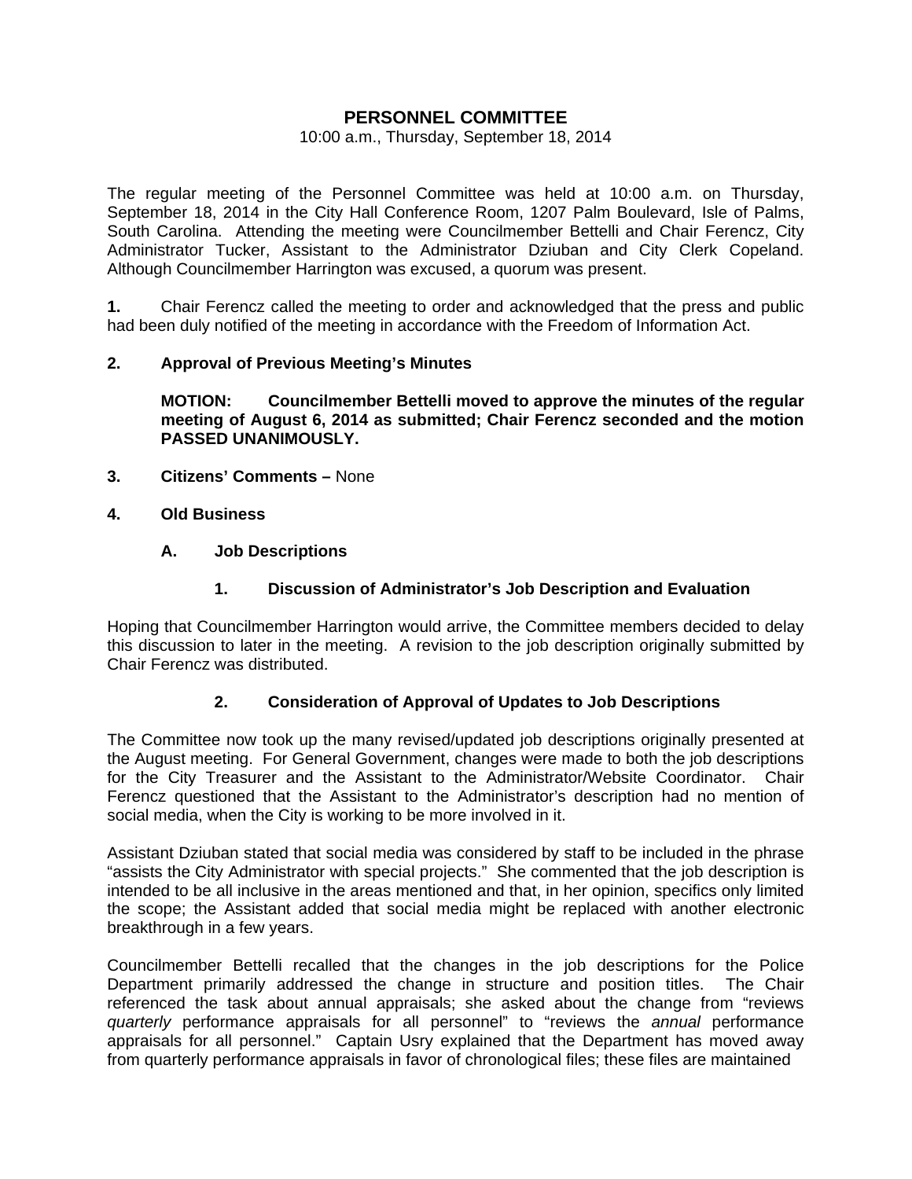# PERSONNEL COMMITTEE

10:00 a.m., Thursday, September 18, 2014

The regular meeting of the Personnel Committee was held at 10:00 a.m. on Thursday, September 18, 2014 in the City Hall Conference Room, 1207 Palm Boulevard, Isle of Palms, South Carolina. Attending the meeting were Councilmember Bettelli and Chair Ferencz, City Administrator Tucker, Assistant to the Administrator Dziuban and City Clerk Copeland. Although Councilmember Harrington was excused, a quorum was present.

**1.** Chair Ferencz called the meeting to order and acknowledged that the press and public had been duly notified of the meeting in accordance with the Freedom of Information Act.

**2. Approval of Previous Meeting's Minutes**

**MOTION: Councilmember Bettelli moved to approve the minutes of the regular meeting of August 6, 2014 as submitted; Chair Ferencz seconded and the motion PASSED UNANIMOUSLY.**

**3. Citizens' Comments –** None

**4. Old Business**

**A. Job Descriptions**

**1. Discussion of Administrator's Job Description and Evaluation**

Hoping that Councilmember Harrington would arrive, the Committee members decided to delay this discussion to later in the meeting. A revision to the job description originally submitted by Chair Ferencz was distributed.

**2. Consideration of Approval of Updates to Job Descriptions**

The Committee now took up the many revised/updated job descriptions originally presented at the August meeting. For General Government, changes were made to both the job descriptions for the City Treasurer and the Assistant to the Administrator/Website Coordinator. Chair Ferencz questioned that the Assistant to the Administrator's description had no mention of social media, when the City is working to be more involved in it.

Assistant Dziuban stated that social media was considered by staff to be included in the phrase "assists the City Administrator with special projects." She commented that the job description is intended to be all inclusive in the areas mentioned and that, in her opinion, specifics only limited the scope; the Assistant added that social media might be replaced with another electronic breakthrough in a few years.

Councilmember Bettelli recalled that the changes in the job descriptions for the Police Department primarily addressed the change in structure and position titles. The Chair referenced the task about annual appraisals; she asked about the change from "reviews *quarterly* performance appraisals for all personnel" to "reviews the *annual* performance appraisals for all personnel." Captain Usry explained that the Department has moved away from quarterly performance appraisals in favor of chronological files; these files are maintained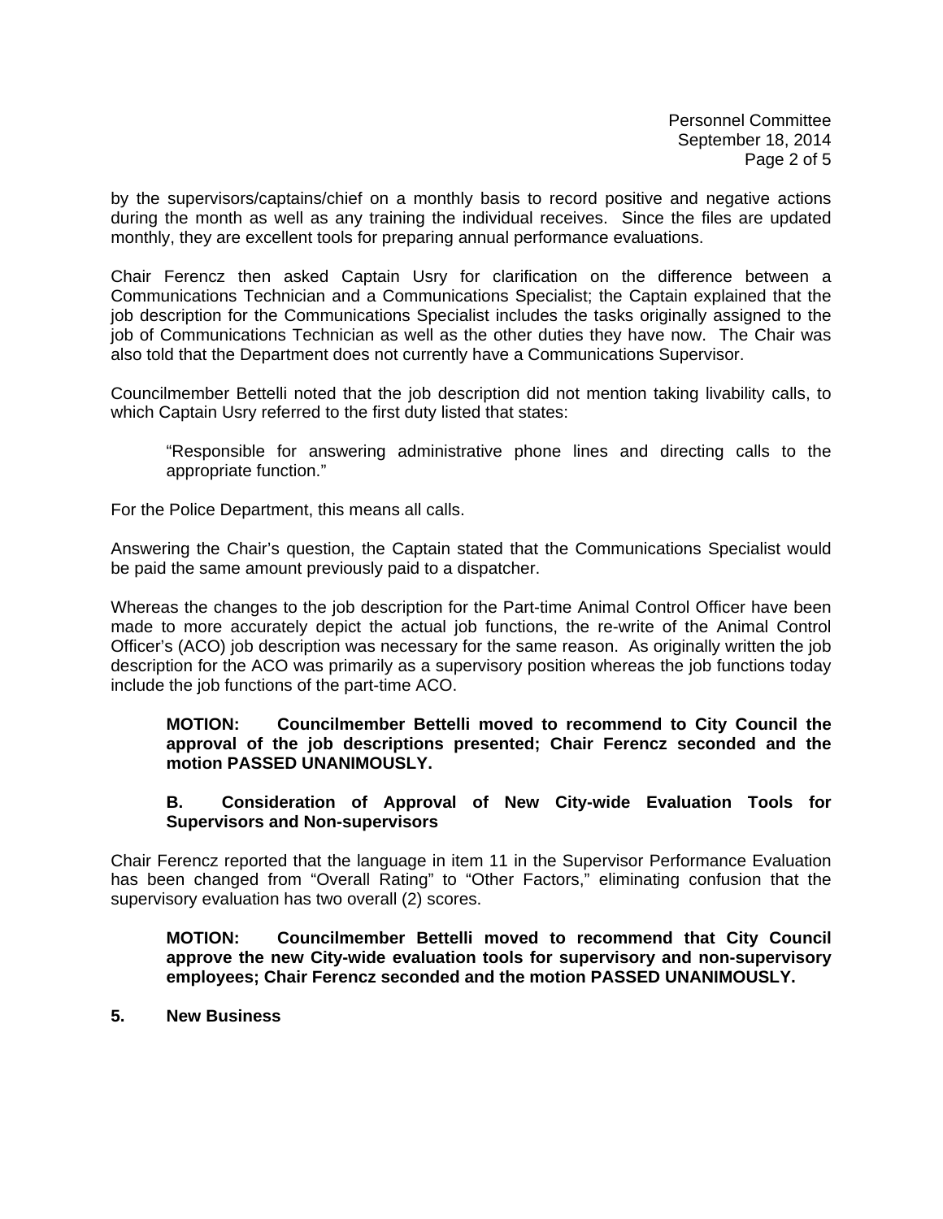by the supervisors/captains/chief on a monthly basis to record positive and negative actions during the month as well as any training the individual receives. Since the files are updated monthly, they are excellent tools for preparing annual performance evaluations.

Chair Ferencz then asked Captain Usry for clarification on the difference between a Communications Technician and a Communications Specialist; the Captain explained that the job description for the Communications Specialist includes the tasks originally assigned to the job of Communications Technician as well as the other duties they have now. The Chair was also told that the Department does not currently have a Communications Supervisor.

Councilmember Bettelli noted that the job description did not mention taking livability calls, to which Captain Usry referred to the first duty listed that states:

> "Responsible for answering administrative phone lines and directing calls to the appropriate function."

For the Police Department, this means all calls.

Answering the Chair's question, the Captain stated that the Communications Specialist would be paid the same amount previously paid to a dispatcher.

Whereas the changes to the job description for the Part-time Animal Control Officer have been made to more accurately depict the actual job functions, the re-write of the Animal Control Officer's (ACO) job description was necessary for the same reason. As originally written the job description for the ACO was primarily as a supervisory position whereas the job functions today include the job functions of the part-time ACO.

> **MOTION: Councilmember Bettelli moved to recommend to City Council the approval of the job descriptions presented; Chair Ferencz seconded and the motion PASSED UNANIMOUSLY.**

**B. Consideration of Approval of New City-wide Evaluation Tools for Supervisors and Non-supervisors**

Chair Ferencz reported that the language in item 11 in the Supervisor Performance Evaluation has been changed from "Overall Rating" to "Other Factors," eliminating confusion that the supervisory evaluation has two overall (2) scores.

> **MOTION: Councilmember Bettelli moved to recommend that City Council approve the new City-wide evaluation tools for supervisory and non-supervisory employees; Chair Ferencz seconded and the motion PASSED UNANIMOUSLY.**

## 5. New Business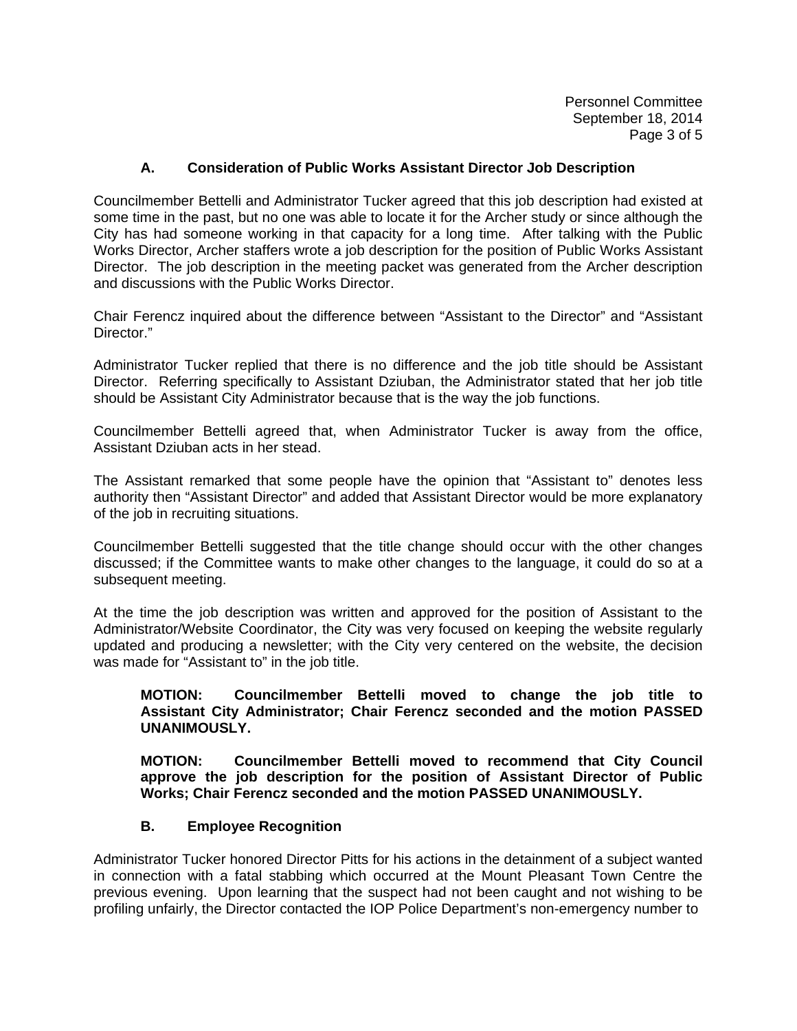### A. Consideration of Public Works Assistant Director Job Description

Councilmember Bettelli and Administrator Tucker agreed that this job description had existed at some time in the past, but no one was able to locate it for the Archer study or since although the City has had someone working in that capacity for a long time. After talking with the Public Works Director, Archer staffers wrote a job description for the position of Public Works Assistant Director. The job description in the meeting packet was generated from the Archer description and discussions with the Public Works Director.

Chair Ferencz inquired about the difference between "Assistant to the Director" and "Assistant Director."

Administrator Tucker replied that there is no difference and the job title should be Assistant Director. Referring specifically to Assistant Dziuban, the Administrator stated that her job title should be Assistant City Administrator because that is the way the job functions.

Councilmember Bettelli agreed that, when Administrator Tucker is away from the office, Assistant Dziuban acts in her stead.

The Assistant remarked that some people have the opinion that "Assistant to" denotes less authority then "Assistant Director" and added that Assistant Director would be more explanatory of the job in recruiting situations.

Councilmember Bettelli suggested that the title change should occur with the other changes discussed; if the Committee wants to make other changes to the language, it could do so at a subsequent meeting.

At the time the job description was written and approved for the position of Assistant to the Administrator/Website Coordinator, the City was very focused on keeping the website regularly updated and producing a newsletter; with the City very centered on the website, the decision was made for "Assistant to" in the job title.

> **MOTION: Councilmember Bettelli moved to change the job title to Assistant City Administrator; Chair Ferencz seconded and the motion PASSED UNANIMOUSLY.**
>
> **MOTION: Councilmember Bettelli moved to recommend that City Council approve the job description for the position of Assistant Director of Public Works; Chair Ferencz seconded and the motion PASSED UNANIMOUSLY.**

### B. Employee Recognition

Administrator Tucker honored Director Pitts for his actions in the detainment of a subject wanted in connection with a fatal stabbing which occurred at the Mount Pleasant Town Centre the previous evening. Upon learning that the suspect had not been caught and not wishing to be profiling unfairly, the Director contacted the IOP Police Department's non-emergency number to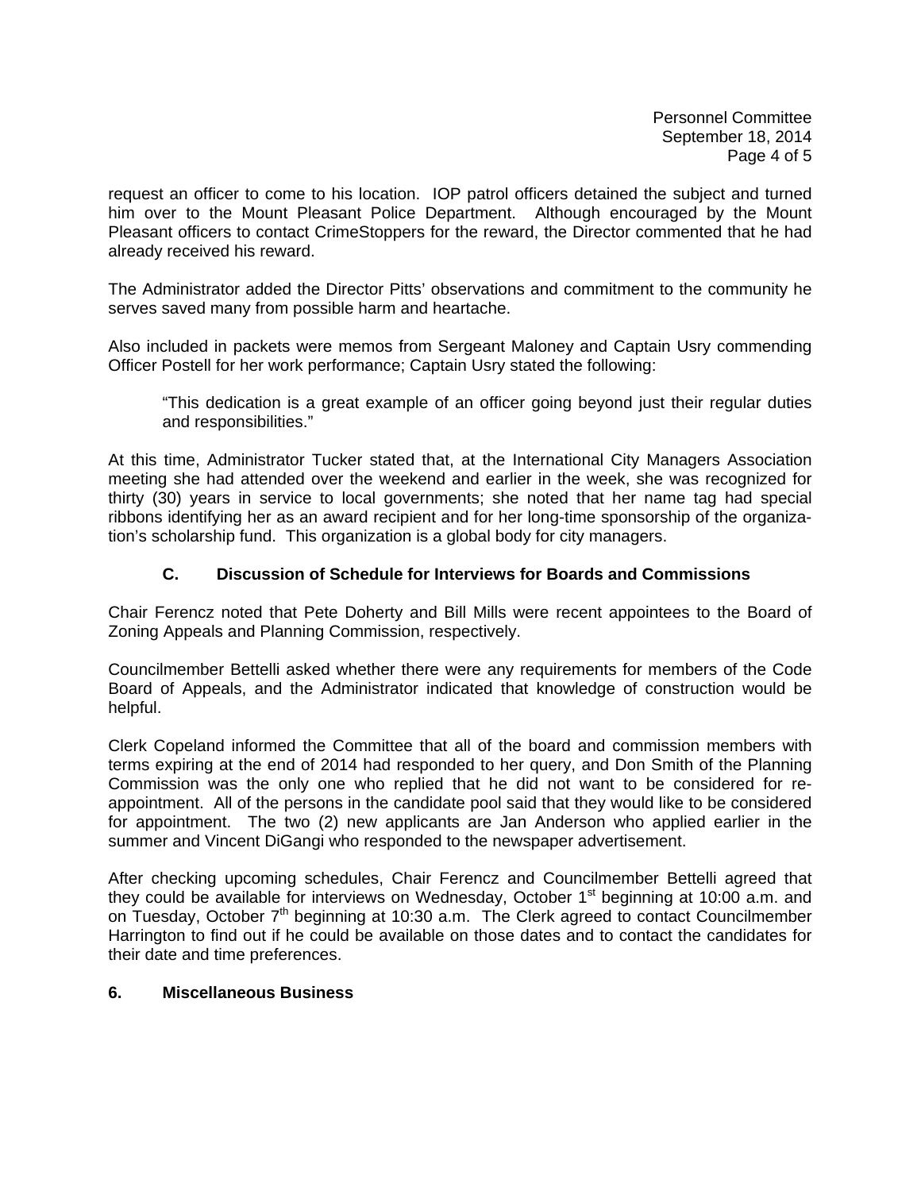request an officer to come to his location. IOP patrol officers detained the subject and turned him over to the Mount Pleasant Police Department. Although encouraged by the Mount Pleasant officers to contact CrimeStoppers for the reward, the Director commented that he had already received his reward.

The Administrator added the Director Pitts' observations and commitment to the community he serves saved many from possible harm and heartache.

Also included in packets were memos from Sergeant Maloney and Captain Usry commending Officer Postell for her work performance; Captain Usry stated the following:

> "This dedication is a great example of an officer going beyond just their regular duties and responsibilities."

At this time, Administrator Tucker stated that, at the International City Managers Association meeting she had attended over the weekend and earlier in the week, she was recognized for thirty (30) years in service to local governments; she noted that her name tag had special ribbons identifying her as an award recipient and for her long-time sponsorship of the organization's scholarship fund. This organization is a global body for city managers.

### C. Discussion of Schedule for Interviews for Boards and Commissions

Chair Ferencz noted that Pete Doherty and Bill Mills were recent appointees to the Board of Zoning Appeals and Planning Commission, respectively.

Councilmember Bettelli asked whether there were any requirements for members of the Code Board of Appeals, and the Administrator indicated that knowledge of construction would be helpful.

Clerk Copeland informed the Committee that all of the board and commission members with terms expiring at the end of 2014 had responded to her query, and Don Smith of the Planning Commission was the only one who replied that he did not want to be considered for re-appointment. All of the persons in the candidate pool said that they would like to be considered for appointment. The two (2) new applicants are Jan Anderson who applied earlier in the summer and Vincent DiGangi who responded to the newspaper advertisement.

After checking upcoming schedules, Chair Ferencz and Councilmember Bettelli agreed that they could be available for interviews on Wednesday, October 1st beginning at 10:00 a.m. and on Tuesday, October 7th beginning at 10:30 a.m. The Clerk agreed to contact Councilmember Harrington to find out if he could be available on those dates and to contact the candidates for their date and time preferences.

## 6. Miscellaneous Business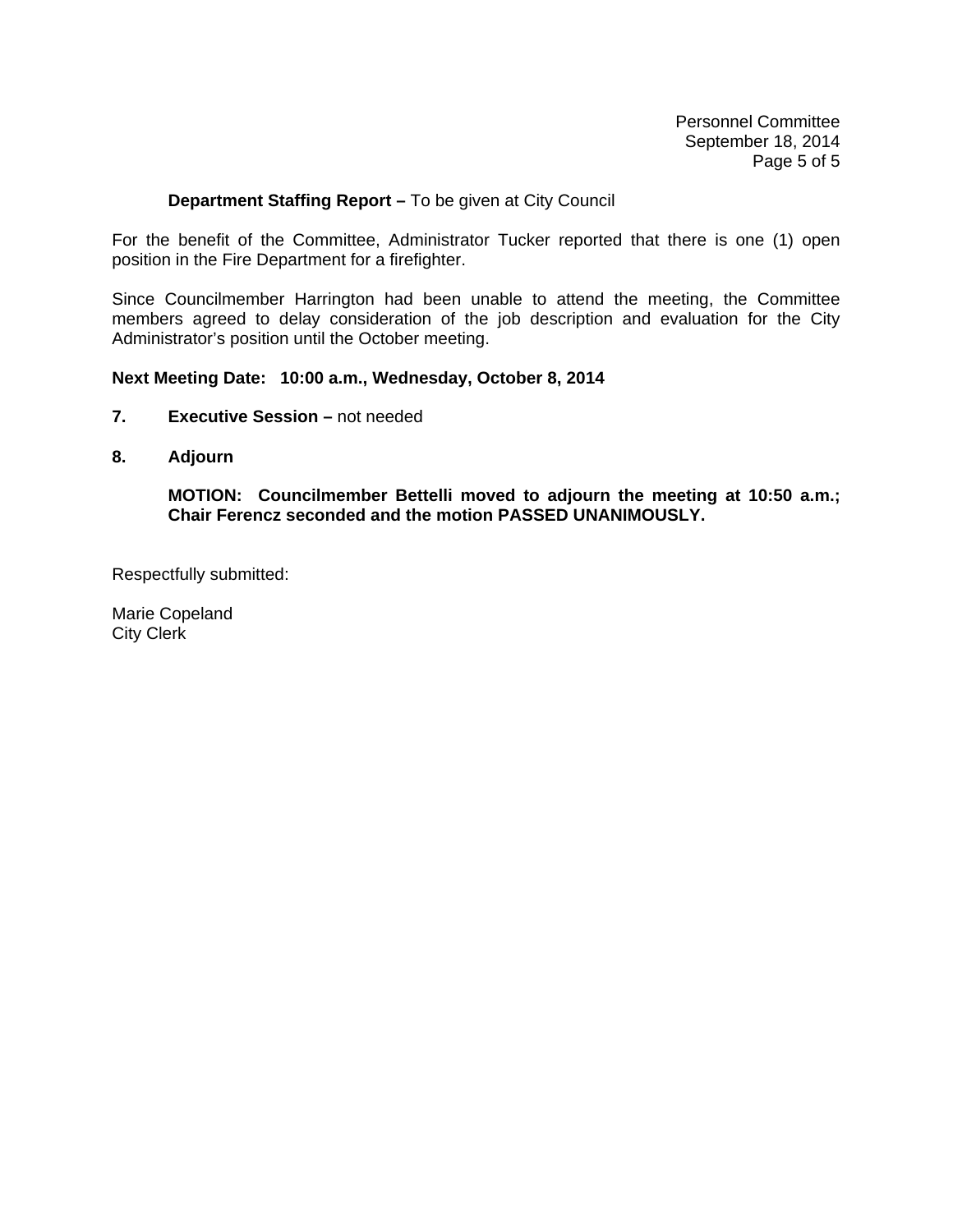**Department Staffing Report –** To be given at City Council

For the benefit of the Committee, Administrator Tucker reported that there is one (1) open position in the Fire Department for a firefighter.

Since Councilmember Harrington had been unable to attend the meeting, the Committee members agreed to delay consideration of the job description and evaluation for the City Administrator's position until the October meeting.

**Next Meeting Date: 10:00 a.m., Wednesday, October 8, 2014**

**7. Executive Session –** not needed

**8. Adjourn**

**MOTION: Councilmember Bettelli moved to adjourn the meeting at 10:50 a.m.; Chair Ferencz seconded and the motion PASSED UNANIMOUSLY.**

Respectfully submitted:

Marie Copeland
City Clerk